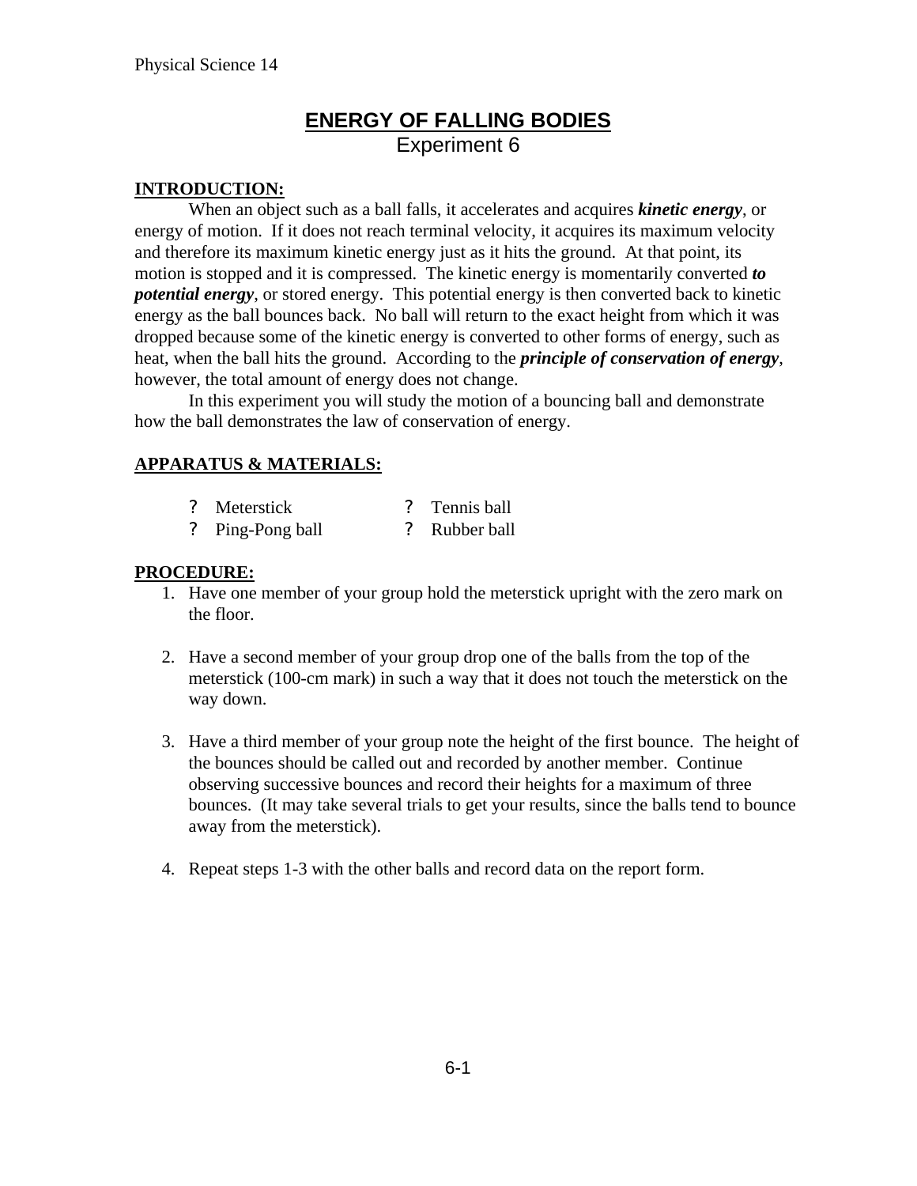# ENERGY OF FALLING BODIES

## Experiment 6

**INTRODUCTION:**

When an object such as a ball falls, it accelerates and acquires ***kinetic energy***, or energy of motion. If it does not reach terminal velocity, it acquires its maximum velocity and therefore its maximum kinetic energy just as it hits the ground. At that point, its motion is stopped and it is compressed. The kinetic energy is momentarily converted ***to potential energy***, or stored energy. This potential energy is then converted back to kinetic energy as the ball bounces back. No ball will return to the exact height from which it was dropped because some of the kinetic energy is converted to other forms of energy, such as heat, when the ball hits the ground. According to the ***principle of conservation of energy***, however, the total amount of energy does not change.

In this experiment you will study the motion of a bouncing ball and demonstrate how the ball demonstrates the law of conservation of energy.

**APPARATUS & MATERIALS:**

- Meterstick
- Tennis ball
- Ping-Pong ball
- Rubber ball

**PROCEDURE:**

1. Have one member of your group hold the meterstick upright with the zero mark on the floor.
2. Have a second member of your group drop one of the balls from the top of the meterstick (100-cm mark) in such a way that it does not touch the meterstick on the way down.
3. Have a third member of your group note the height of the first bounce. The height of the bounces should be called out and recorded by another member. Continue observing successive bounces and record their heights for a maximum of three bounces. (It may take several trials to get your results, since the balls tend to bounce away from the meterstick).
4. Repeat steps 1-3 with the other balls and record data on the report form.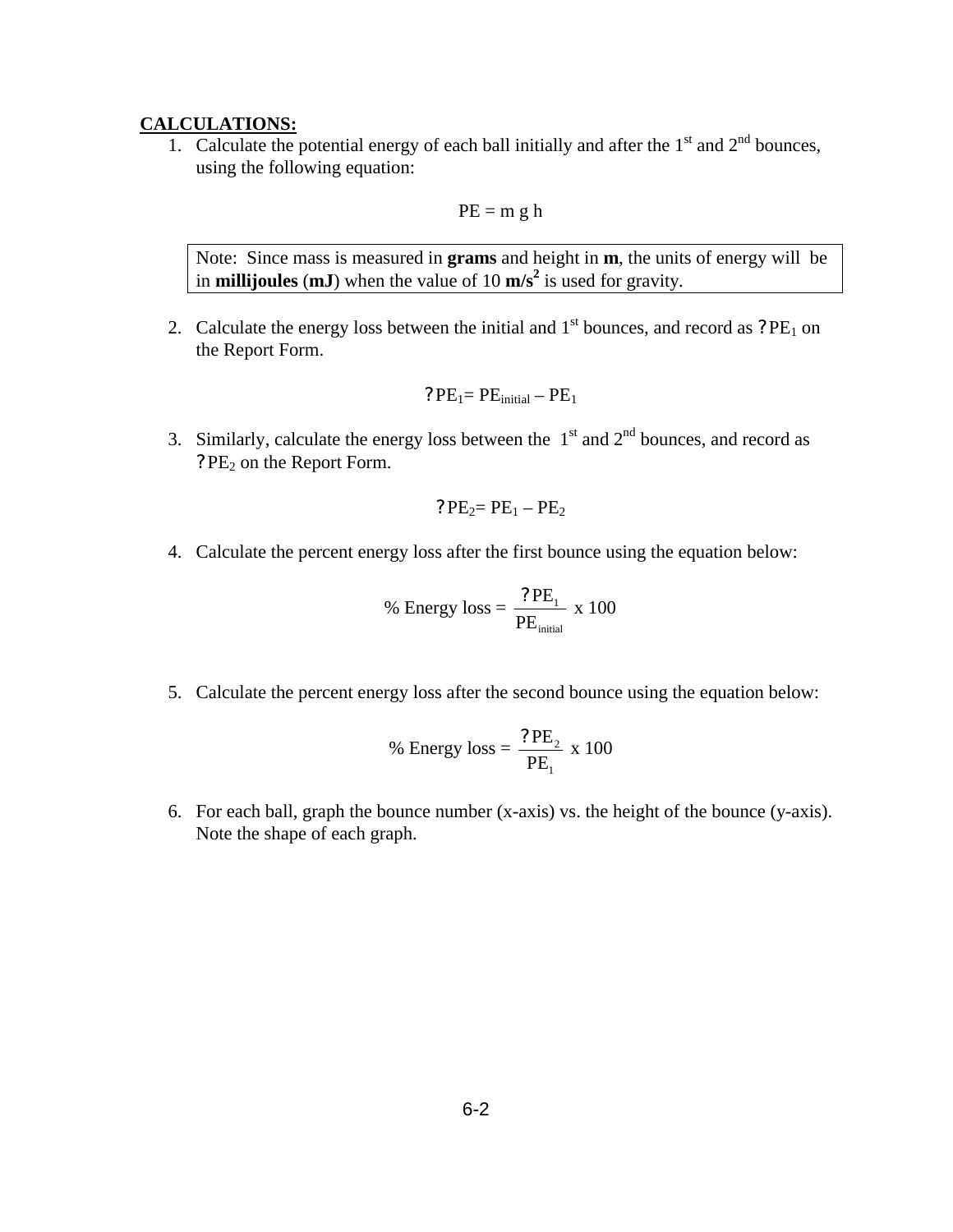**CALCULATIONS:**

1. Calculate the potential energy of each ball initially and after the 1st and 2nd bounces, using the following equation:

$$PE = m\, g\, h$$

> Note: Since mass is measured in **grams** and height in **m**, the units of energy will be in **millijoules** (**mJ**) when the value of 10 **m/s²** is used for gravity.

2. Calculate the energy loss between the initial and 1st bounces, and record as $?PE_1$ on the Report Form.

$$?PE_1 = PE_{initial} - PE_1$$

3. Similarly, calculate the energy loss between the 1st and 2nd bounces, and record as $?PE_2$ on the Report Form.

$$?PE_2 = PE_1 - PE_2$$

4. Calculate the percent energy loss after the first bounce using the equation below:

$$\% \text{ Energy loss} = \frac{?PE_1}{PE_{initial}} \times 100$$

5. Calculate the percent energy loss after the second bounce using the equation below:

$$\% \text{ Energy loss} = \frac{?PE_2}{PE_1} \times 100$$

6. For each ball, graph the bounce number (x-axis) vs. the height of the bounce (y-axis). Note the shape of each graph.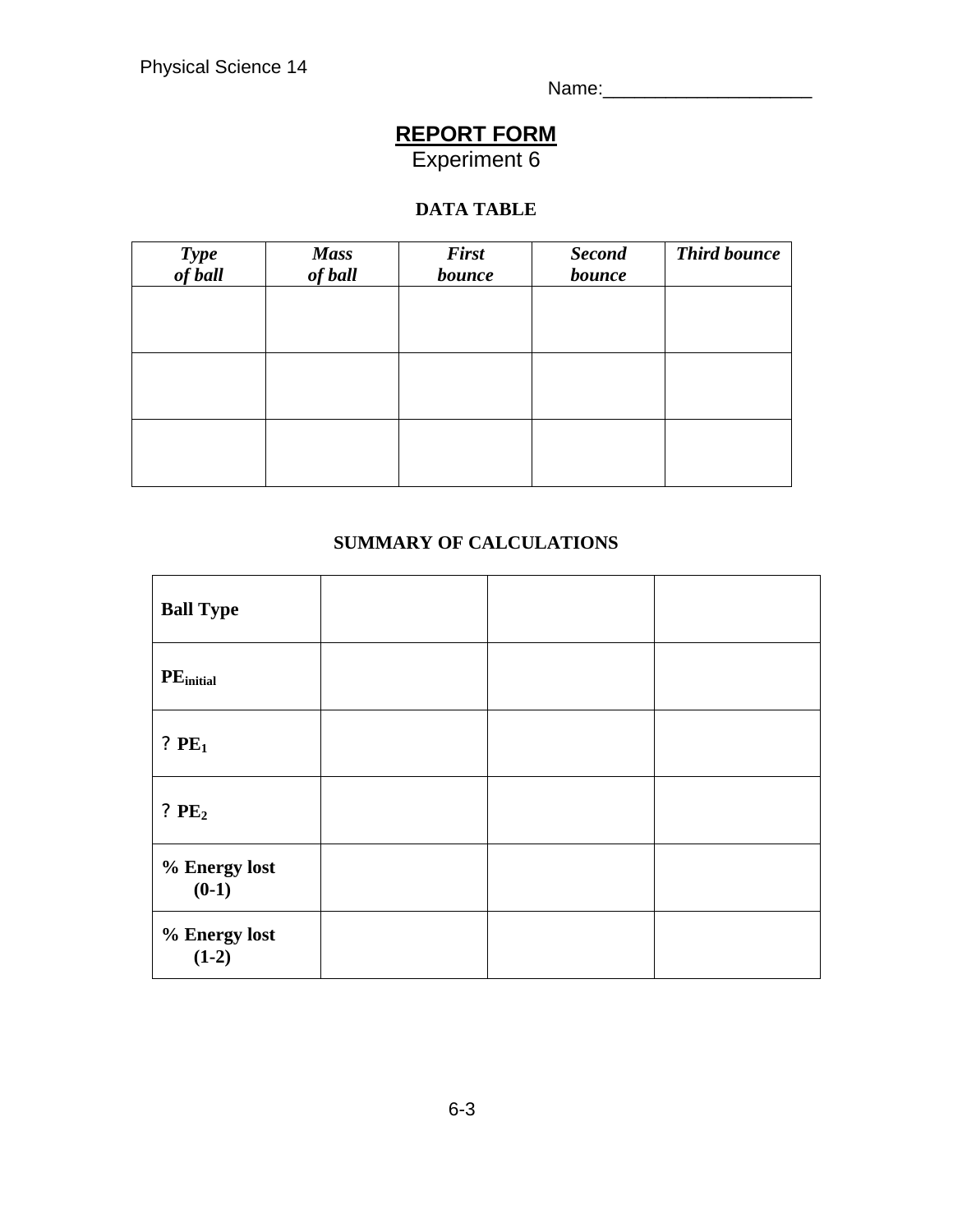Physical Science 14

Name:____________________

# REPORT FORM
Experiment 6

### DATA TABLE

| *Type of ball* | *Mass of ball* | *First bounce* | *Second bounce* | *Third bounce* |
|---|---|---|---|---|
| | | | | |
| | | | | |
| | | | | |

### SUMMARY OF CALCULATIONS

| **Ball Type** | | | |
|---|---|---|---|
| $PE_{initial}$ | | | |
| ? $PE_1$ | | | |
| ? $PE_2$ | | | |
| **% Energy lost (0-1)** | | | |
| **% Energy lost (1-2)** | | | |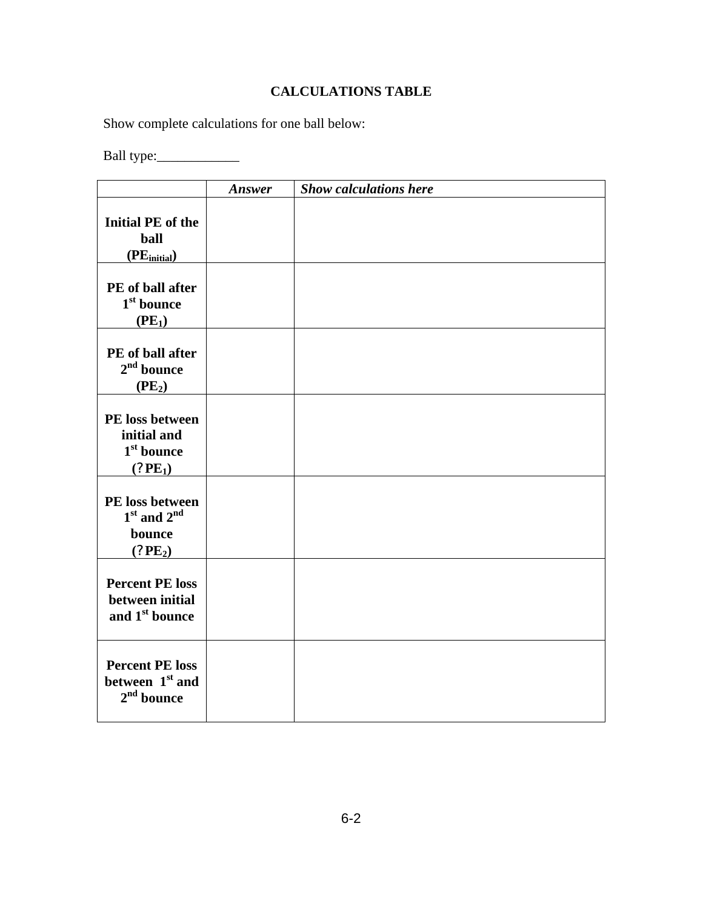**CALCULATIONS TABLE**

Show complete calculations for one ball below:

Ball type:____________

| | ***Answer*** | ***Show calculations here*** |
|---|---|---|
| **Initial PE of the ball ($PE_{initial}$)** | | |
| **PE of ball after 1st bounce ($PE_1$)** | | |
| **PE of ball after 2nd bounce ($PE_2$)** | | |
| **PE loss between initial and 1st bounce (?$PE_1$)** | | |
| **PE loss between 1st and 2nd bounce (?$PE_2$)** | | |
| **Percent PE loss between initial and 1st bounce** | | |
| **Percent PE loss between 1st and 2nd bounce** | | |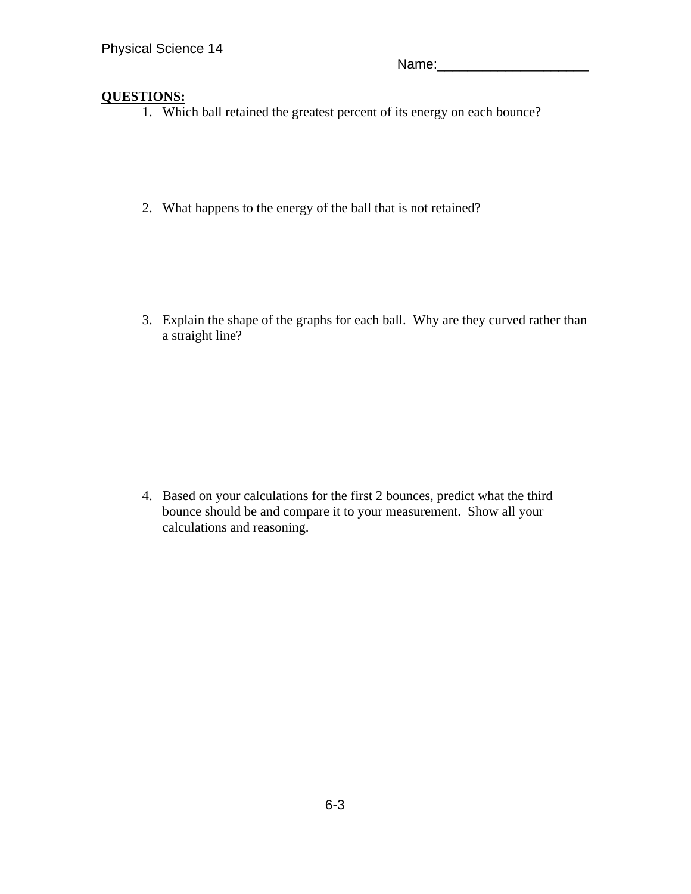Name:____________________

**QUESTIONS:**

1. Which ball retained the greatest percent of its energy on each bounce?

2. What happens to the energy of the ball that is not retained?

3. Explain the shape of the graphs for each ball. Why are they curved rather than a straight line?

4. Based on your calculations for the first 2 bounces, predict what the third bounce should be and compare it to your measurement. Show all your calculations and reasoning.